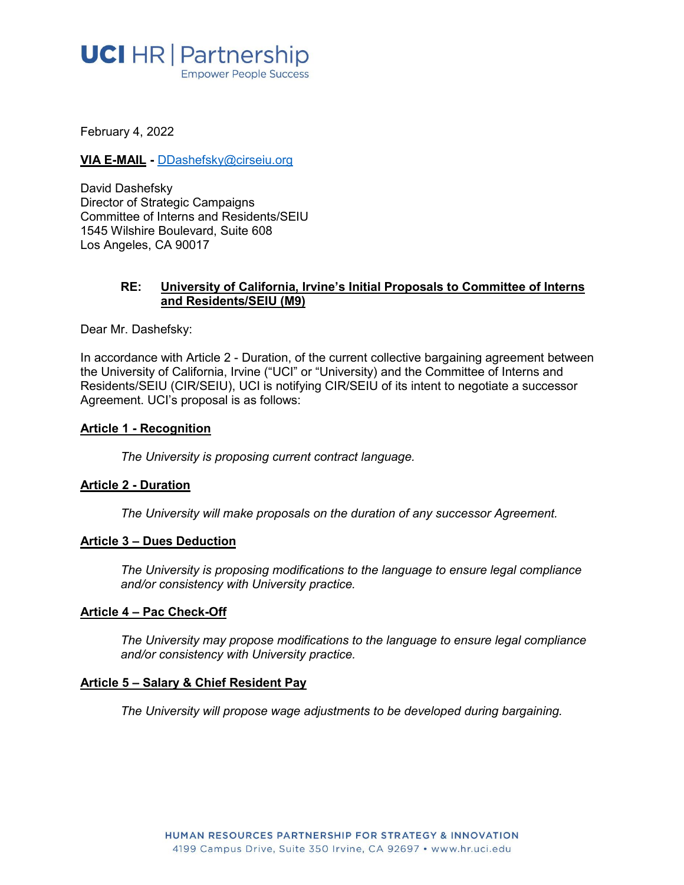**UCI HR | Partnership**
Empower People Success

February 4, 2022

**VIA E-MAIL** - DDashefsky@cirseiu.org

David Dashefsky
Director of Strategic Campaigns
Committee of Interns and Residents/SEIU
1545 Wilshire Boulevard, Suite 608
Los Angeles, CA 90017

**RE: University of California, Irvine's Initial Proposals to Committee of Interns and Residents/SEIU (M9)**

Dear Mr. Dashefsky:

In accordance with Article 2 - Duration, of the current collective bargaining agreement between the University of California, Irvine ("UCI" or "University) and the Committee of Interns and Residents/SEIU (CIR/SEIU), UCI is notifying CIR/SEIU of its intent to negotiate a successor Agreement. UCI's proposal is as follows:

**Article 1 - Recognition**

*The University is proposing current contract language.*

**Article 2 - Duration**

*The University will make proposals on the duration of any successor Agreement.*

**Article 3 – Dues Deduction**

*The University is proposing modifications to the language to ensure legal compliance and/or consistency with University practice.*

**Article 4 – Pac Check-Off**

*The University may propose modifications to the language to ensure legal compliance and/or consistency with University practice.*

**Article 5 – Salary & Chief Resident Pay**

*The University will propose wage adjustments to be developed during bargaining.*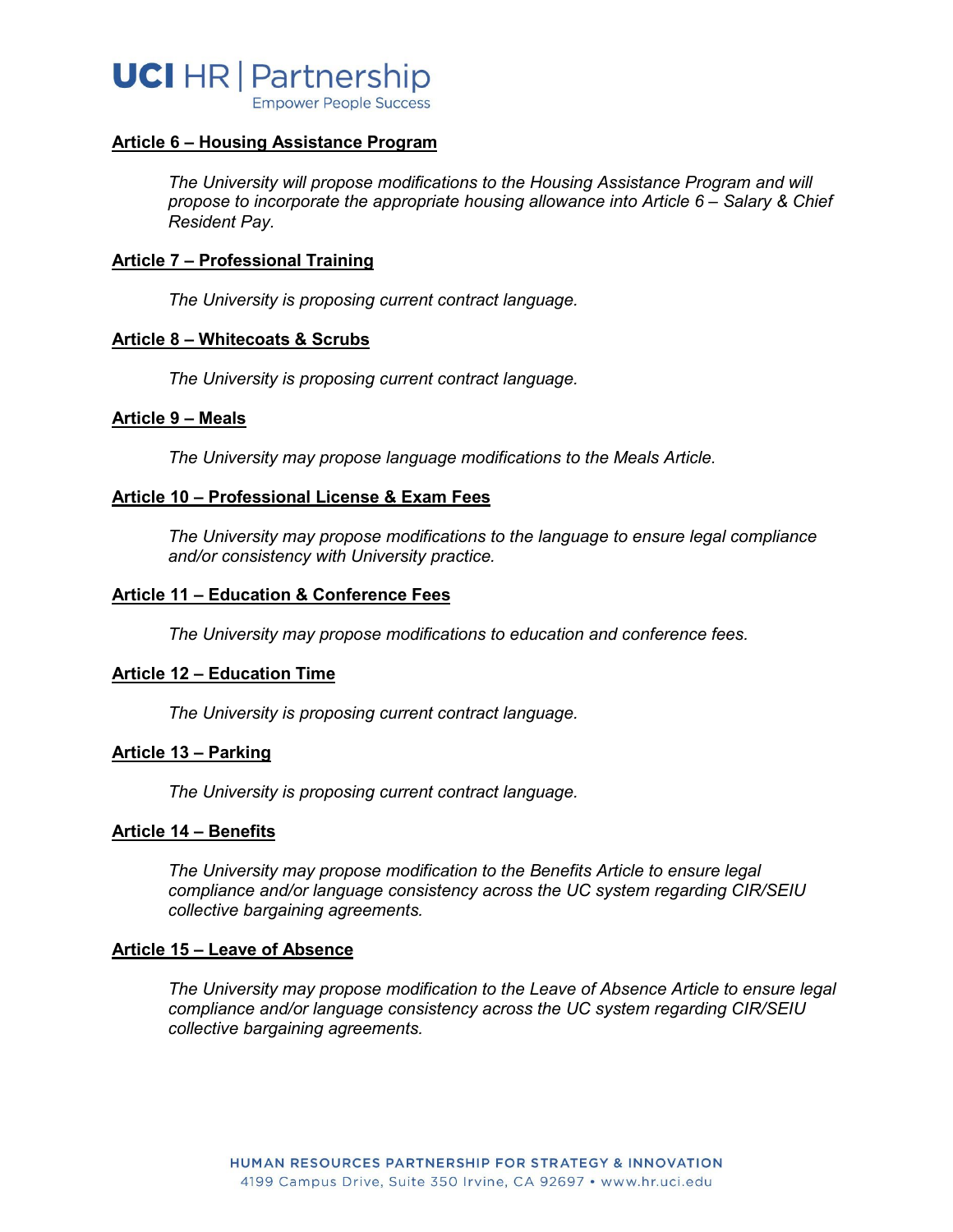**Article 6 – Housing Assistance Program**

*The University will propose modifications to the Housing Assistance Program and will propose to incorporate the appropriate housing allowance into Article 6 – Salary & Chief Resident Pay.*

**Article 7 – Professional Training**

*The University is proposing current contract language.*

**Article 8 – Whitecoats & Scrubs**

*The University is proposing current contract language.*

**Article 9 – Meals**

*The University may propose language modifications to the Meals Article.*

**Article 10 – Professional License & Exam Fees**

*The University may propose modifications to the language to ensure legal compliance and/or consistency with University practice.*

**Article 11 – Education & Conference Fees**

*The University may propose modifications to education and conference fees.*

**Article 12 – Education Time**

*The University is proposing current contract language.*

**Article 13 – Parking**

*The University is proposing current contract language.*

**Article 14 – Benefits**

*The University may propose modification to the Benefits Article to ensure legal compliance and/or language consistency across the UC system regarding CIR/SEIU collective bargaining agreements.*

**Article 15 – Leave of Absence**

*The University may propose modification to the Leave of Absence Article to ensure legal compliance and/or language consistency across the UC system regarding CIR/SEIU collective bargaining agreements.*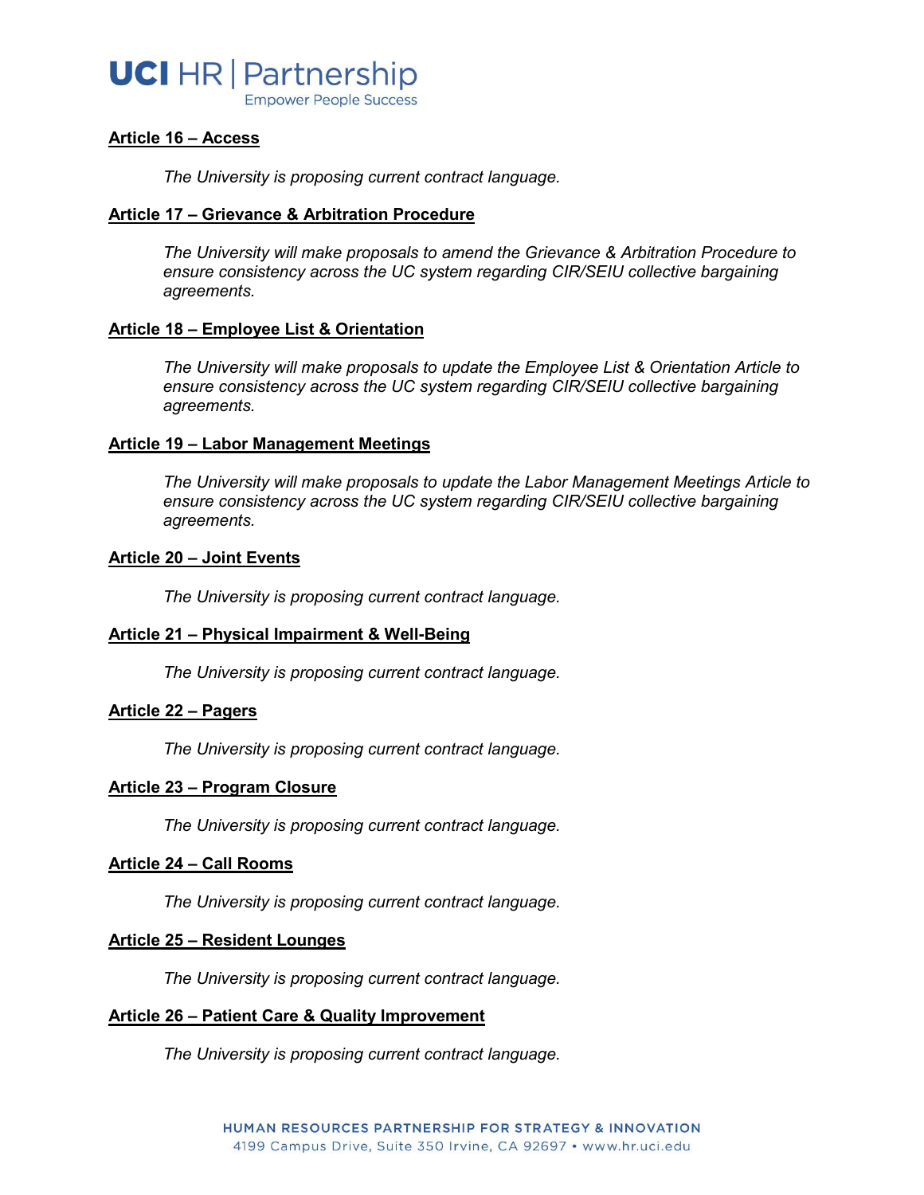**Article 16 – Access**

*The University is proposing current contract language.*

**Article 17 – Grievance & Arbitration Procedure**

*The University will make proposals to amend the Grievance & Arbitration Procedure to ensure consistency across the UC system regarding CIR/SEIU collective bargaining agreements.*

**Article 18 – Employee List & Orientation**

*The University will make proposals to update the Employee List & Orientation Article to ensure consistency across the UC system regarding CIR/SEIU collective bargaining agreements.*

**Article 19 – Labor Management Meetings**

*The University will make proposals to update the Labor Management Meetings Article to ensure consistency across the UC system regarding CIR/SEIU collective bargaining agreements.*

**Article 20 – Joint Events**

*The University is proposing current contract language.*

**Article 21 – Physical Impairment & Well-Being**

*The University is proposing current contract language.*

**Article 22 – Pagers**

*The University is proposing current contract language.*

**Article 23 – Program Closure**

*The University is proposing current contract language.*

**Article 24 – Call Rooms**

*The University is proposing current contract language.*

**Article 25 – Resident Lounges**

*The University is proposing current contract language.*

**Article 26 – Patient Care & Quality Improvement**

*The University is proposing current contract language.*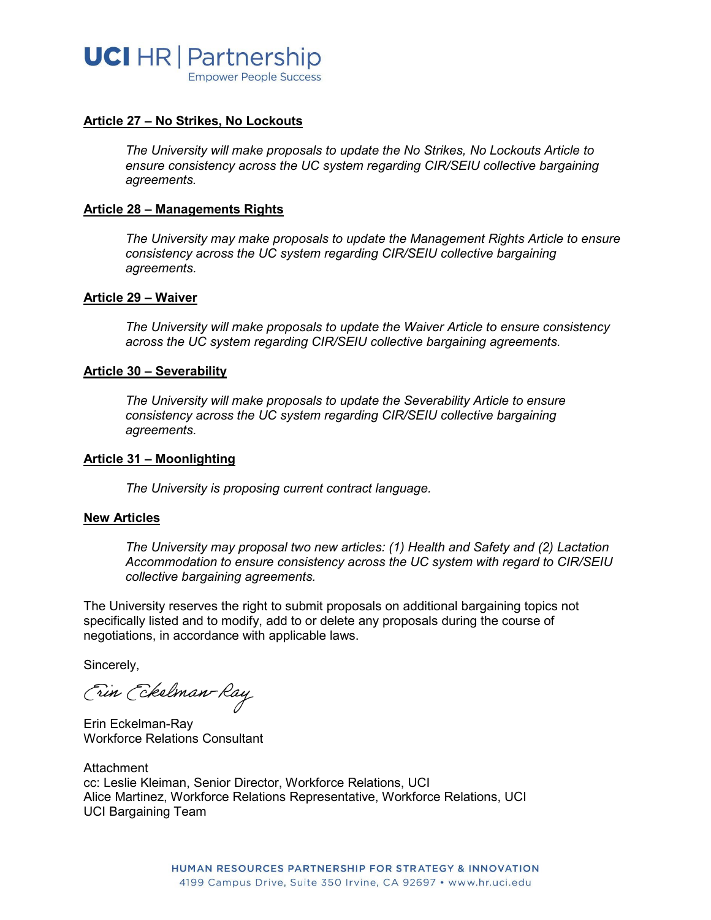**Article 27 – No Strikes, No Lockouts**

*The University will make proposals to update the No Strikes, No Lockouts Article to ensure consistency across the UC system regarding CIR/SEIU collective bargaining agreements.*

**Article 28 – Managements Rights**

*The University may make proposals to update the Management Rights Article to ensure consistency across the UC system regarding CIR/SEIU collective bargaining agreements.*

**Article 29 – Waiver**

*The University will make proposals to update the Waiver Article to ensure consistency across the UC system regarding CIR/SEIU collective bargaining agreements.*

**Article 30 – Severability**

*The University will make proposals to update the Severability Article to ensure consistency across the UC system regarding CIR/SEIU collective bargaining agreements.*

**Article 31 – Moonlighting**

*The University is proposing current contract language.*

**New Articles**

*The University may proposal two new articles: (1) Health and Safety and (2) Lactation Accommodation to ensure consistency across the UC system with regard to CIR/SEIU collective bargaining agreements.*

The University reserves the right to submit proposals on additional bargaining topics not specifically listed and to modify, add to or delete any proposals during the course of negotiations, in accordance with applicable laws.

Sincerely,

Erin Eckelman-Ray

Erin Eckelman-Ray
Workforce Relations Consultant

Attachment
cc: Leslie Kleiman, Senior Director, Workforce Relations, UCI
Alice Martinez, Workforce Relations Representative, Workforce Relations, UCI
UCI Bargaining Team